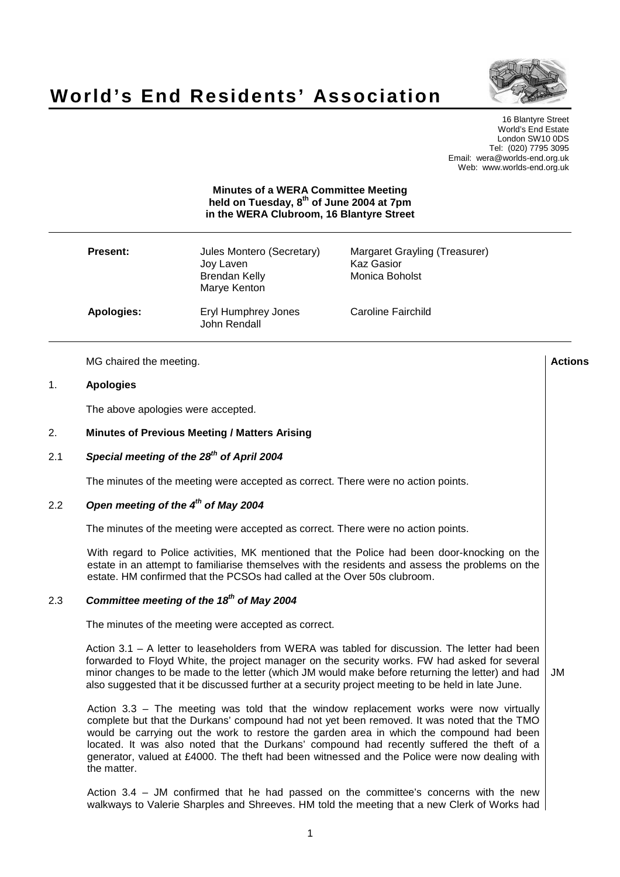# World's End Residents' Association

16 Blantyre Street
World's End Estate
London SW10 0DS
Tel: (020) 7795 3095
Email: wera@worlds-end.org.uk
Web: www.worlds-end.org.uk

**Minutes of a WERA Committee Meeting held on Tuesday, 8th of June 2004 at 7pm in the WERA Clubroom, 16 Blantyre Street**

| | | |
|---|---|---|
| **Present:** | Jules Montero (Secretary) | Margaret Grayling (Treasurer) |
| | Joy Laven | Kaz Gasior |
| | Brendan Kelly | Monica Boholst |
| | Marye Kenton | |
| **Apologies:** | Eryl Humphrey Jones | Caroline Fairchild |
| | John Rendall | |

MG chaired the meeting.

**Actions**

## 1. Apologies

The above apologies were accepted.

## 2. Minutes of Previous Meeting / Matters Arising

### 2.1 *Special meeting of the 28th of April 2004*

The minutes of the meeting were accepted as correct. There were no action points.

### 2.2 *Open meeting of the 4th of May 2004*

The minutes of the meeting were accepted as correct. There were no action points.

With regard to Police activities, MK mentioned that the Police had been door-knocking on the estate in an attempt to familiarise themselves with the residents and assess the problems on the estate. HM confirmed that the PCSOs had called at the Over 50s clubroom.

### 2.3 *Committee meeting of the 18th of May 2004*

The minutes of the meeting were accepted as correct.

Action 3.1 – A letter to leaseholders from WERA was tabled for discussion. The letter had been forwarded to Floyd White, the project manager on the security works. FW had asked for several minor changes to be made to the letter (which JM would make before returning the letter) and had also suggested that it be discussed further at a security project meeting to be held in late June. — **JM**

Action 3.3 – The meeting was told that the window replacement works were now virtually complete but that the Durkans' compound had not yet been removed. It was noted that the TMO would be carrying out the work to restore the garden area in which the compound had been located. It was also noted that the Durkans' compound had recently suffered the theft of a generator, valued at £4000. The theft had been witnessed and the Police were now dealing with the matter.

Action 3.4 – JM confirmed that he had passed on the committee's concerns with the new walkways to Valerie Sharples and Shreeves. HM told the meeting that a new Clerk of Works had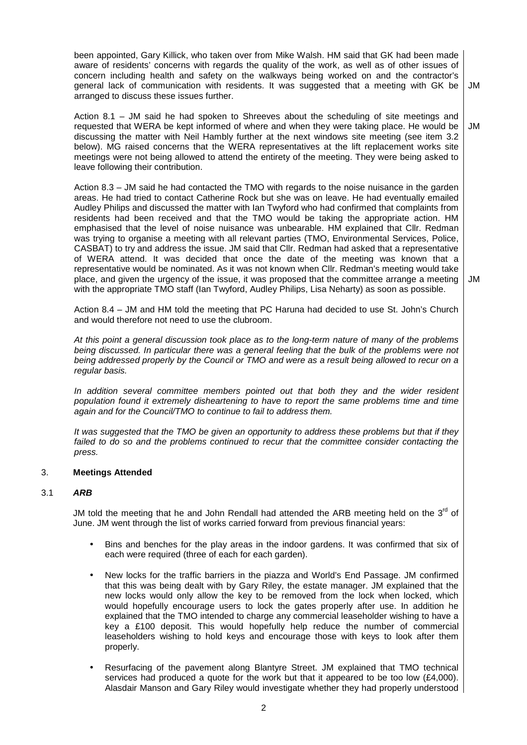been appointed, Gary Killick, who taken over from Mike Walsh. HM said that GK had been made aware of residents' concerns with regards the quality of the work, as well as of other issues of concern including health and safety on the walkways being worked on and the contractor's general lack of communication with residents. It was suggested that a meeting with GK be arranged to discuss these issues further. **JM**

Action 8.1 – JM said he had spoken to Shreeves about the scheduling of site meetings and requested that WERA be kept informed of where and when they were taking place. He would be discussing the matter with Neil Hambly further at the next windows site meeting (see item 3.2 below). MG raised concerns that the WERA representatives at the lift replacement works site meetings were not being allowed to attend the entirety of the meeting. They were being asked to leave following their contribution. **JM**

Action 8.3 – JM said he had contacted the TMO with regards to the noise nuisance in the garden areas. He had tried to contact Catherine Rock but she was on leave. He had eventually emailed Audley Philips and discussed the matter with Ian Twyford who had confirmed that complaints from residents had been received and that the TMO would be taking the appropriate action. HM emphasised that the level of noise nuisance was unbearable. HM explained that Cllr. Redman was trying to organise a meeting with all relevant parties (TMO, Environmental Services, Police, CASBAT) to try and address the issue. JM said that Cllr. Redman had asked that a representative of WERA attend. It was decided that once the date of the meeting was known that a representative would be nominated. As it was not known when Cllr. Redman's meeting would take place, and given the urgency of the issue, it was proposed that the committee arrange a meeting with the appropriate TMO staff (Ian Twyford, Audley Philips, Lisa Neharty) as soon as possible. **JM**

Action 8.4 – JM and HM told the meeting that PC Haruna had decided to use St. John's Church and would therefore not need to use the clubroom.

*At this point a general discussion took place as to the long-term nature of many of the problems being discussed. In particular there was a general feeling that the bulk of the problems were not being addressed properly by the Council or TMO and were as a result being allowed to recur on a regular basis.*

*In addition several committee members pointed out that both they and the wider resident population found it extremely disheartening to have to report the same problems time and time again and for the Council/TMO to continue to fail to address them.*

*It was suggested that the TMO be given an opportunity to address these problems but that if they failed to do so and the problems continued to recur that the committee consider contacting the press.*

## 3. Meetings Attended

### 3.1 *ARB*

JM told the meeting that he and John Rendall had attended the ARB meeting held on the 3rd of June. JM went through the list of works carried forward from previous financial years:

- Bins and benches for the play areas in the indoor gardens. It was confirmed that six of each were required (three of each for each garden).
- New locks for the traffic barriers in the piazza and World's End Passage. JM confirmed that this was being dealt with by Gary Riley, the estate manager. JM explained that the new locks would only allow the key to be removed from the lock when locked, which would hopefully encourage users to lock the gates properly after use. In addition he explained that the TMO intended to charge any commercial leaseholder wishing to have a key a £100 deposit. This would hopefully help reduce the number of commercial leaseholders wishing to hold keys and encourage those with keys to look after them properly.
- Resurfacing of the pavement along Blantyre Street. JM explained that TMO technical services had produced a quote for the work but that it appeared to be too low (£4,000). Alasdair Manson and Gary Riley would investigate whether they had properly understood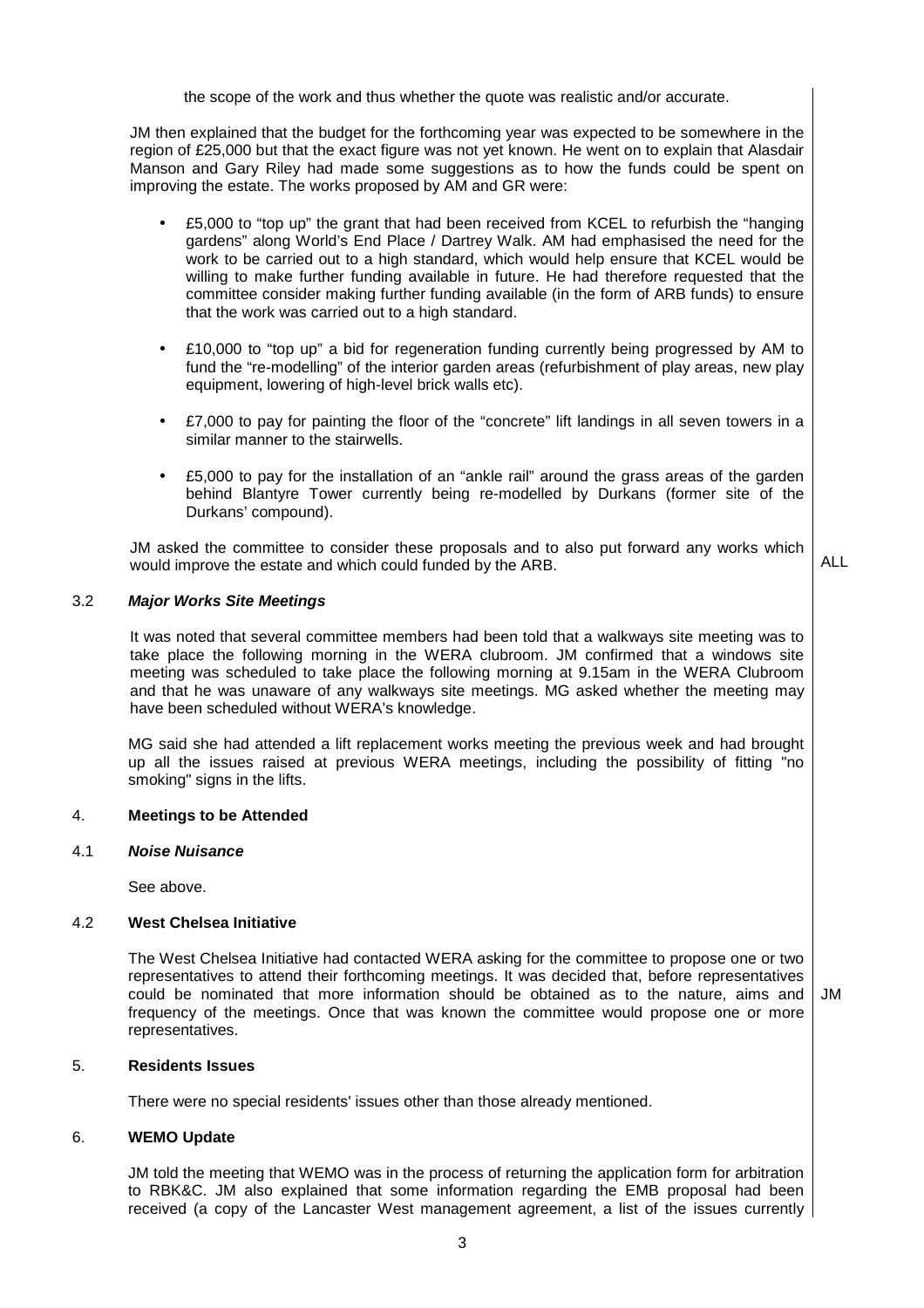the scope of the work and thus whether the quote was realistic and/or accurate.

JM then explained that the budget for the forthcoming year was expected to be somewhere in the region of £25,000 but that the exact figure was not yet known. He went on to explain that Alasdair Manson and Gary Riley had made some suggestions as to how the funds could be spent on improving the estate. The works proposed by AM and GR were:

- £5,000 to "top up" the grant that had been received from KCEL to refurbish the "hanging gardens" along World's End Place / Dartrey Walk. AM had emphasised the need for the work to be carried out to a high standard, which would help ensure that KCEL would be willing to make further funding available in future. He had therefore requested that the committee consider making further funding available (in the form of ARB funds) to ensure that the work was carried out to a high standard.

- £10,000 to "top up" a bid for regeneration funding currently being progressed by AM to fund the "re-modelling" of the interior garden areas (refurbishment of play areas, new play equipment, lowering of high-level brick walls etc).

- £7,000 to pay for painting the floor of the "concrete" lift landings in all seven towers in a similar manner to the stairwells.

- £5,000 to pay for the installation of an "ankle rail" around the grass areas of the garden behind Blantyre Tower currently being re-modelled by Durkans (former site of the Durkans' compound).

JM asked the committee to consider these proposals and to also put forward any works which would improve the estate and which could funded by the ARB. **ALL**

### 3.2 *Major Works Site Meetings*

It was noted that several committee members had been told that a walkways site meeting was to take place the following morning in the WERA clubroom. JM confirmed that a windows site meeting was scheduled to take place the following morning at 9.15am in the WERA Clubroom and that he was unaware of any walkways site meetings. MG asked whether the meeting may have been scheduled without WERA's knowledge.

MG said she had attended a lift replacement works meeting the previous week and had brought up all the issues raised at previous WERA meetings, including the possibility of fitting "no smoking" signs in the lifts.

## 4. Meetings to be Attended

### 4.1 *Noise Nuisance*

See above.

### 4.2 West Chelsea Initiative

The West Chelsea Initiative had contacted WERA asking for the committee to propose one or two representatives to attend their forthcoming meetings. It was decided that, before representatives could be nominated that more information should be obtained as to the nature, aims and frequency of the meetings. Once that was known the committee would propose one or more representatives. **JM**

## 5. Residents Issues

There were no special residents' issues other than those already mentioned.

## 6. WEMO Update

JM told the meeting that WEMO was in the process of returning the application form for arbitration to RBK&C. JM also explained that some information regarding the EMB proposal had been received (a copy of the Lancaster West management agreement, a list of the issues currently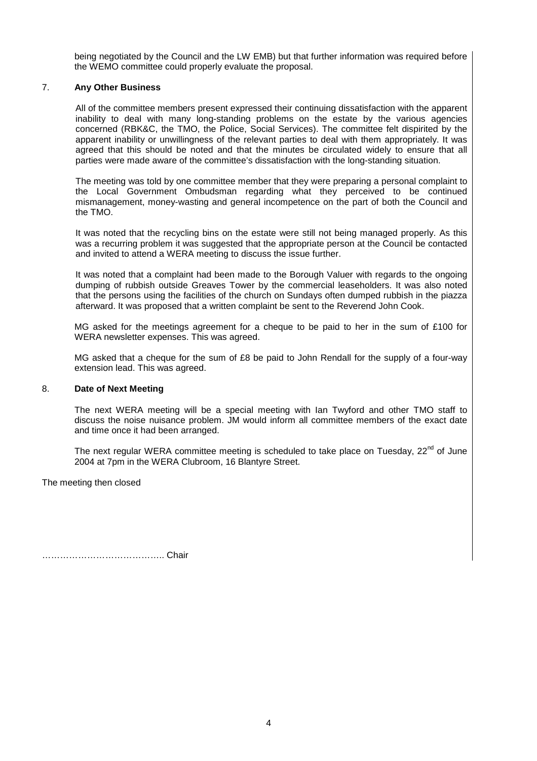being negotiated by the Council and the LW EMB) but that further information was required before the WEMO committee could properly evaluate the proposal.

7. **Any Other Business**

All of the committee members present expressed their continuing dissatisfaction with the apparent inability to deal with many long-standing problems on the estate by the various agencies concerned (RBK&C, the TMO, the Police, Social Services). The committee felt dispirited by the apparent inability or unwillingness of the relevant parties to deal with them appropriately. It was agreed that this should be noted and that the minutes be circulated widely to ensure that all parties were made aware of the committee's dissatisfaction with the long-standing situation.

The meeting was told by one committee member that they were preparing a personal complaint to the Local Government Ombudsman regarding what they perceived to be continued mismanagement, money-wasting and general incompetence on the part of both the Council and the TMO.

It was noted that the recycling bins on the estate were still not being managed properly. As this was a recurring problem it was suggested that the appropriate person at the Council be contacted and invited to attend a WERA meeting to discuss the issue further.

It was noted that a complaint had been made to the Borough Valuer with regards to the ongoing dumping of rubbish outside Greaves Tower by the commercial leaseholders. It was also noted that the persons using the facilities of the church on Sundays often dumped rubbish in the piazza afterward. It was proposed that a written complaint be sent to the Reverend John Cook.

MG asked for the meetings agreement for a cheque to be paid to her in the sum of £100 for WERA newsletter expenses. This was agreed.

MG asked that a cheque for the sum of £8 be paid to John Rendall for the supply of a four-way extension lead. This was agreed.

8. **Date of Next Meeting**

The next WERA meeting will be a special meeting with Ian Twyford and other TMO staff to discuss the noise nuisance problem. JM would inform all committee members of the exact date and time once it had been arranged.

The next regular WERA committee meeting is scheduled to take place on Tuesday, 22nd of June 2004 at 7pm in the WERA Clubroom, 16 Blantyre Street.

The meeting then closed

………………………………….. Chair